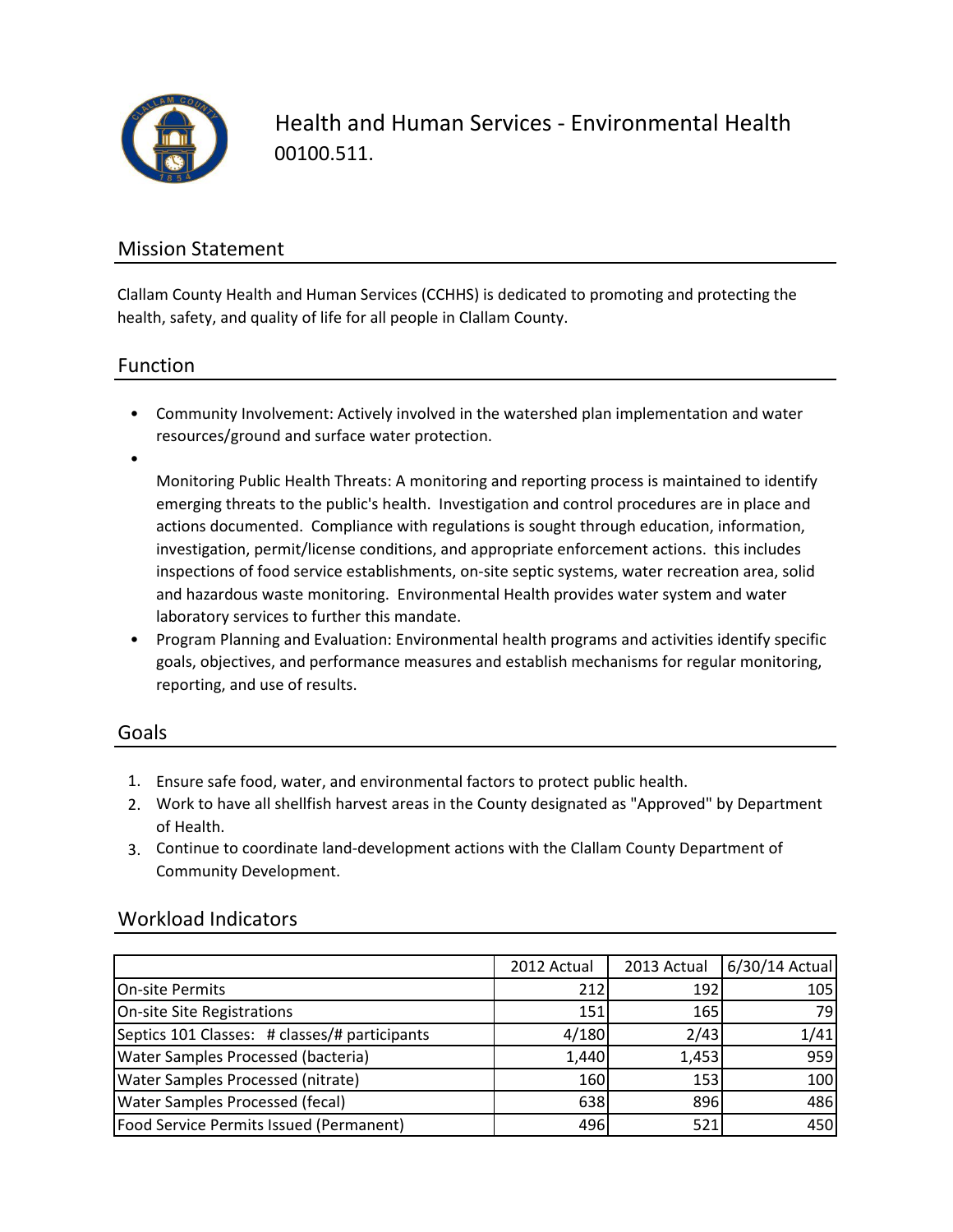// Health and Human Services - Environmental Health

00100.511.

## Mission Statement

Clallam County Health and Human Services (CCHHS) is dedicated to promoting and protecting the health, safety, and quality of life for all people in Clallam County.

## Function

- Community Involvement: Actively involved in the watershed plan implementation and water resources/ground and surface water protection.
- Monitoring Public Health Threats: A monitoring and reporting process is maintained to identify emerging threats to the public's health. Investigation and control procedures are in place and actions documented. Compliance with regulations is sought through education, information, investigation, permit/license conditions, and appropriate enforcement actions. this includes inspections of food service establishments, on-site septic systems, water recreation area, solid and hazardous waste monitoring. Environmental Health provides water system and water laboratory services to further this mandate.
- Program Planning and Evaluation: Environmental health programs and activities identify specific goals, objectives, and performance measures and establish mechanisms for regular monitoring, reporting, and use of results.

## Goals

1. Ensure safe food, water, and environmental factors to protect public health.
2. Work to have all shellfish harvest areas in the County designated as "Approved" by Department of Health.
3. Continue to coordinate land-development actions with the Clallam County Department of Community Development.

## Workload Indicators

| | 2012 Actual | 2013 Actual | 6/30/14 Actual |
|---|---|---|---|
| On-site Permits | 212 | 192 | 105 |
| On-site Site Registrations | 151 | 165 | 79 |
| Septics 101 Classes: # classes/# participants | 4/180 | 2/43 | 1/41 |
| Water Samples Processed (bacteria) | 1,440 | 1,453 | 959 |
| Water Samples Processed (nitrate) | 160 | 153 | 100 |
| Water Samples Processed (fecal) | 638 | 896 | 486 |
| Food Service Permits Issued (Permanent) | 496 | 521 | 450 |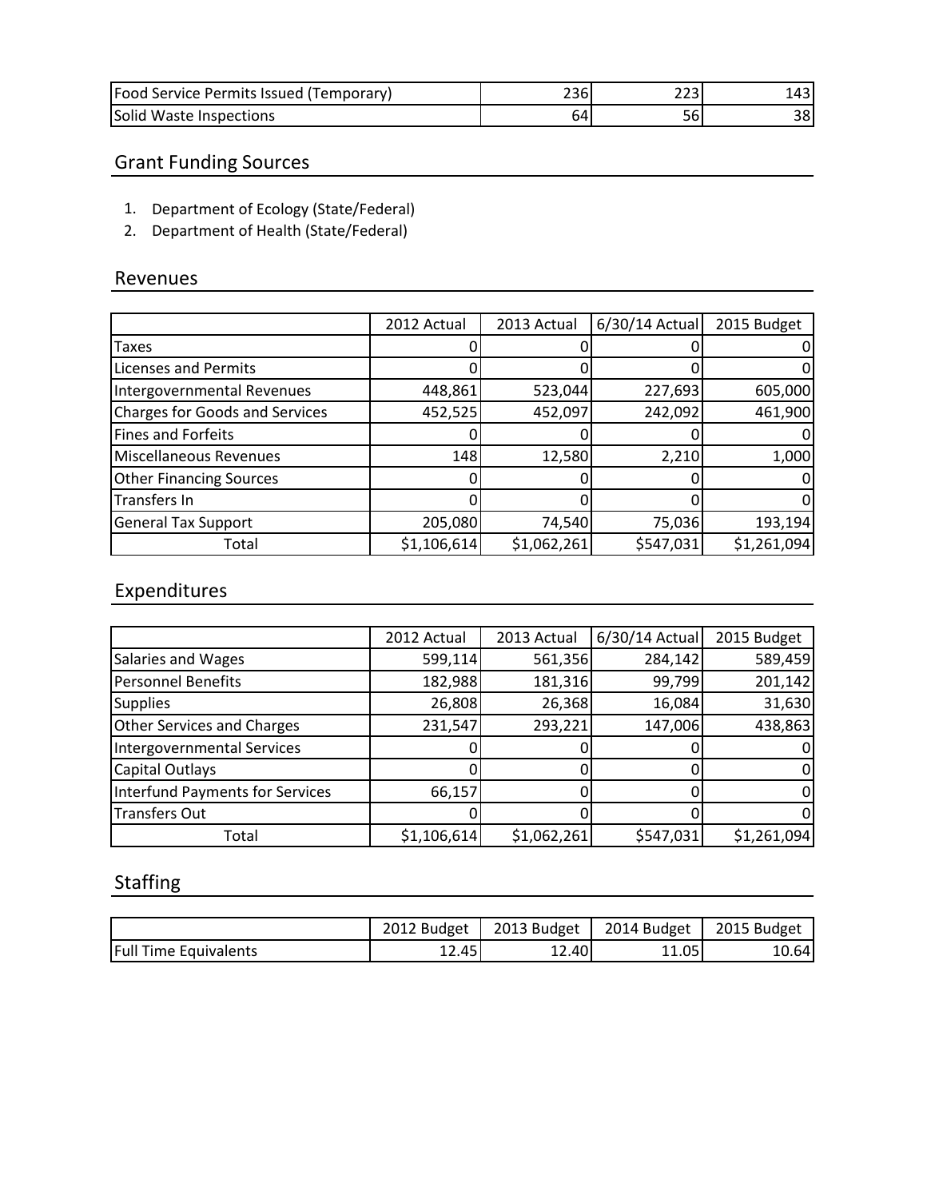| | | | |
|---|---|---|---|
| Food Service Permits Issued (Temporary) | 236 | 223 | 143 |
| Solid Waste Inspections | 64 | 56 | 38 |

## Grant Funding Sources

1. Department of Ecology (State/Federal)
2. Department of Health (State/Federal)

## Revenues

| | 2012 Actual | 2013 Actual | 6/30/14 Actual | 2015 Budget |
|---|---|---|---|---|
| Taxes | 0 | 0 | 0 | 0 |
| Licenses and Permits | 0 | 0 | 0 | 0 |
| Intergovernmental Revenues | 448,861 | 523,044 | 227,693 | 605,000 |
| Charges for Goods and Services | 452,525 | 452,097 | 242,092 | 461,900 |
| Fines and Forfeits | 0 | 0 | 0 | 0 |
| Miscellaneous Revenues | 148 | 12,580 | 2,210 | 1,000 |
| Other Financing Sources | 0 | 0 | 0 | 0 |
| Transfers In | 0 | 0 | 0 | 0 |
| General Tax Support | 205,080 | 74,540 | 75,036 | 193,194 |
| Total | $1,106,614 | $1,062,261 | $547,031 | $1,261,094 |

## Expenditures

| | 2012 Actual | 2013 Actual | 6/30/14 Actual | 2015 Budget |
|---|---|---|---|---|
| Salaries and Wages | 599,114 | 561,356 | 284,142 | 589,459 |
| Personnel Benefits | 182,988 | 181,316 | 99,799 | 201,142 |
| Supplies | 26,808 | 26,368 | 16,084 | 31,630 |
| Other Services and Charges | 231,547 | 293,221 | 147,006 | 438,863 |
| Intergovernmental Services | 0 | 0 | 0 | 0 |
| Capital Outlays | 0 | 0 | 0 | 0 |
| Interfund Payments for Services | 66,157 | 0 | 0 | 0 |
| Transfers Out | 0 | 0 | 0 | 0 |
| Total | $1,106,614 | $1,062,261 | $547,031 | $1,261,094 |

## Staffing

| | 2012 Budget | 2013 Budget | 2014 Budget | 2015 Budget |
|---|---|---|---|---|
| Full Time Equivalents | 12.45 | 12.40 | 11.05 | 10.64 |